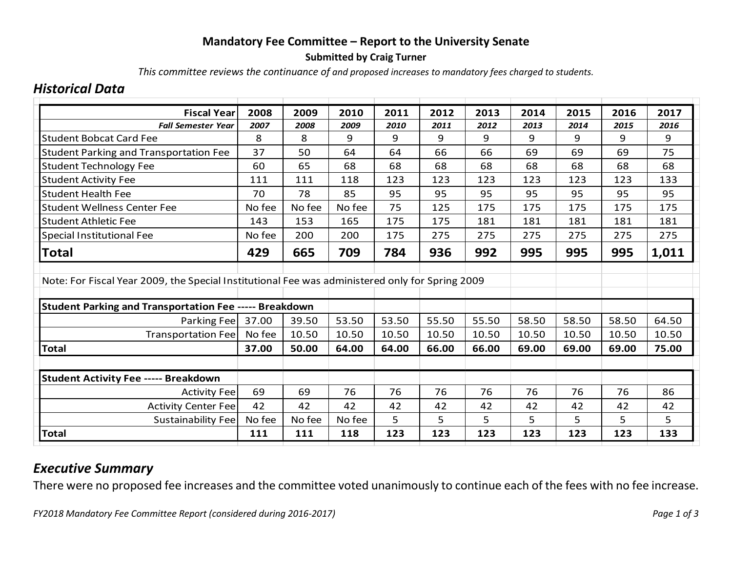# Mandatory Fee Committee – Report to the University Senate

**Submitted by Craig Turner**

*This committee reviews the continuance of and proposed increases to mandatory fees charged to students.*

## *Historical Data*

| **Fiscal Year** | **2008** | **2009** | **2010** | **2011** | **2012** | **2013** | **2014** | **2015** | **2016** | **2017** |
|---|---|---|---|---|---|---|---|---|---|---|
| ***Fall Semester Year*** | ***2007*** | ***2008*** | ***2009*** | ***2010*** | ***2011*** | ***2012*** | ***2013*** | ***2014*** | ***2015*** | ***2016*** |
| Student Bobcat Card Fee | 8 | 8 | 9 | 9 | 9 | 9 | 9 | 9 | 9 | 9 |
| Student Parking and Transportation Fee | 37 | 50 | 64 | 64 | 66 | 66 | 69 | 69 | 69 | 75 |
| Student Technology Fee | 60 | 65 | 68 | 68 | 68 | 68 | 68 | 68 | 68 | 68 |
| Student Activity Fee | 111 | 111 | 118 | 123 | 123 | 123 | 123 | 123 | 123 | 133 |
| Student Health Fee | 70 | 78 | 85 | 95 | 95 | 95 | 95 | 95 | 95 | 95 |
| Student Wellness Center Fee | No fee | No fee | No fee | 75 | 125 | 175 | 175 | 175 | 175 | 175 |
| Student Athletic Fee | 143 | 153 | 165 | 175 | 175 | 181 | 181 | 181 | 181 | 181 |
| Special Institutional Fee | No fee | 200 | 200 | 175 | 275 | 275 | 275 | 275 | 275 | 275 |
| **Total** | **429** | **665** | **709** | **784** | **936** | **992** | **995** | **995** | **995** | **1,011** |

Note: For Fiscal Year 2009, the Special Institutional Fee was administered only for Spring 2009

| **Student Parking and Transportation Fee ----- Breakdown** | | | | | | | | | | |
|---|---|---|---|---|---|---|---|---|---|---|
| Parking Fee | 37.00 | 39.50 | 53.50 | 53.50 | 55.50 | 55.50 | 58.50 | 58.50 | 58.50 | 64.50 |
| Transportation Fee | No fee | 10.50 | 10.50 | 10.50 | 10.50 | 10.50 | 10.50 | 10.50 | 10.50 | 10.50 |
| **Total** | **37.00** | **50.00** | **64.00** | **64.00** | **66.00** | **66.00** | **69.00** | **69.00** | **69.00** | **75.00** |

| **Student Activity Fee ----- Breakdown** | | | | | | | | | | |
|---|---|---|---|---|---|---|---|---|---|---|
| Activity Fee | 69 | 69 | 76 | 76 | 76 | 76 | 76 | 76 | 76 | 86 |
| Activity Center Fee | 42 | 42 | 42 | 42 | 42 | 42 | 42 | 42 | 42 | 42 |
| Sustainability Fee | No fee | No fee | No fee | 5 | 5 | 5 | 5 | 5 | 5 | 5 |
| **Total** | **111** | **111** | **118** | **123** | **123** | **123** | **123** | **123** | **123** | **133** |

## *Executive Summary*

There were no proposed fee increases and the committee voted unanimously to continue each of the fees with no fee increase.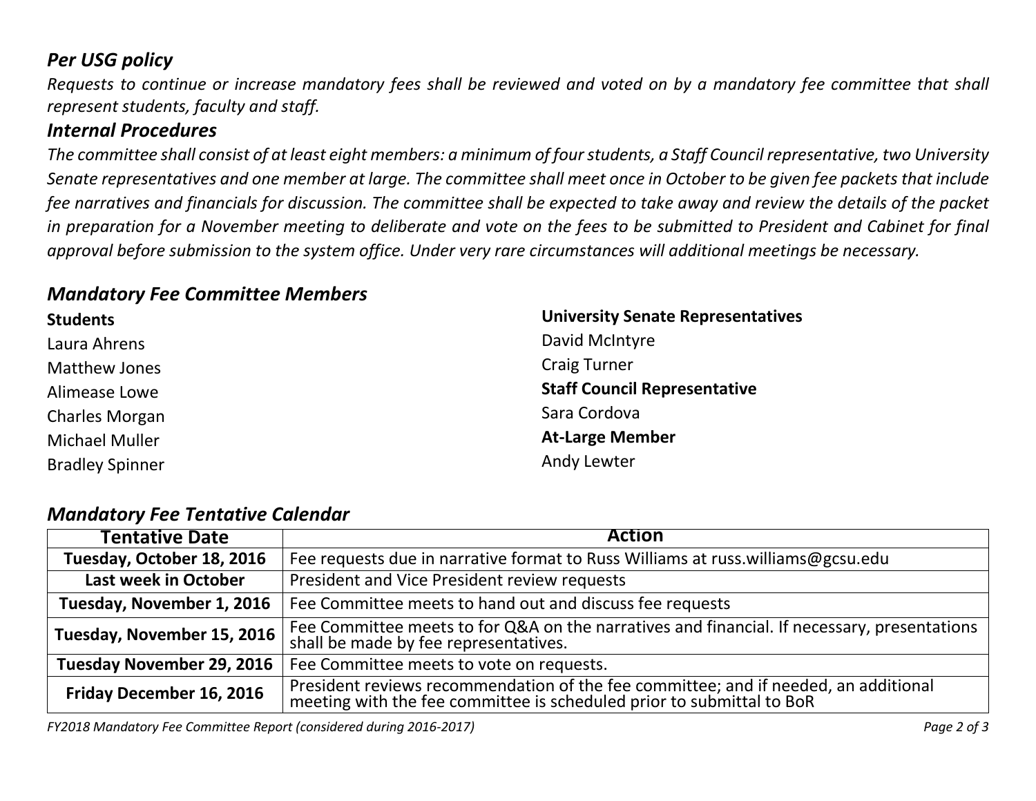## *Per USG policy*

*Requests to continue or increase mandatory fees shall be reviewed and voted on by a mandatory fee committee that shall represent students, faculty and staff.*

## *Internal Procedures*

*The committee shall consist of at least eight members: a minimum of four students, a Staff Council representative, two University Senate representatives and one member at large. The committee shall meet once in October to be given fee packets that include fee narratives and financials for discussion. The committee shall be expected to take away and review the details of the packet in preparation for a November meeting to deliberate and vote on the fees to be submitted to President and Cabinet for final approval before submission to the system office. Under very rare circumstances will additional meetings be necessary.*

## *Mandatory Fee Committee Members*

**Students**

Laura Ahrens
Matthew Jones
Alimease Lowe
Charles Morgan
Michael Muller
Bradley Spinner

**University Senate Representatives**

David McIntyre
Craig Turner

**Staff Council Representative**

Sara Cordova

**At-Large Member**

Andy Lewter

## *Mandatory Fee Tentative Calendar*

| Tentative Date | Action |
|---|---|
| **Tuesday, October 18, 2016** | Fee requests due in narrative format to Russ Williams at russ.williams@gcsu.edu |
| **Last week in October** | President and Vice President review requests |
| **Tuesday, November 1, 2016** | Fee Committee meets to hand out and discuss fee requests |
| **Tuesday, November 15, 2016** | Fee Committee meets to for Q&A on the narratives and financial. If necessary, presentations shall be made by fee representatives. |
| **Tuesday November 29, 2016** | Fee Committee meets to vote on requests. |
| **Friday December 16, 2016** | President reviews recommendation of the fee committee; and if needed, an additional meeting with the fee committee is scheduled prior to submittal to BoR |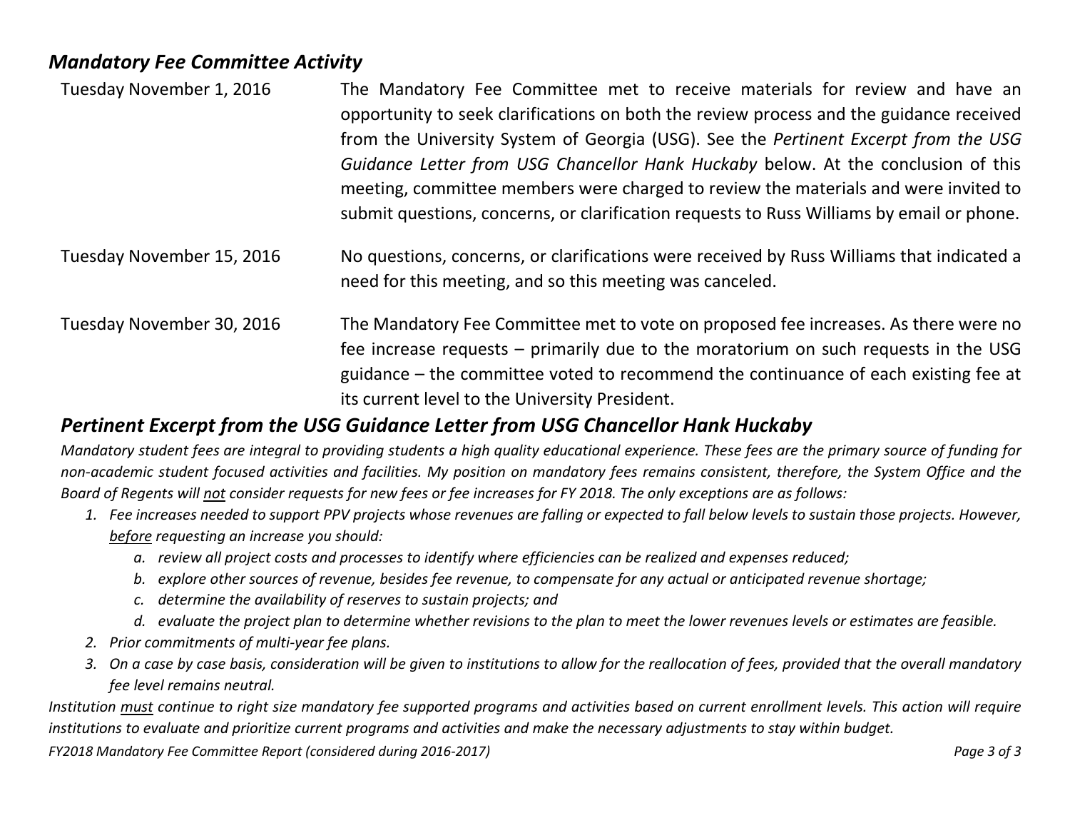## *Mandatory Fee Committee Activity*

| | |
|---|---|
| Tuesday November 1, 2016 | The Mandatory Fee Committee met to receive materials for review and have an opportunity to seek clarifications on both the review process and the guidance received from the University System of Georgia (USG). See the *Pertinent Excerpt from the USG Guidance Letter from USG Chancellor Hank Huckaby* below. At the conclusion of this meeting, committee members were charged to review the materials and were invited to submit questions, concerns, or clarification requests to Russ Williams by email or phone. |
| Tuesday November 15, 2016 | No questions, concerns, or clarifications were received by Russ Williams that indicated a need for this meeting, and so this meeting was canceled. |
| Tuesday November 30, 2016 | The Mandatory Fee Committee met to vote on proposed fee increases. As there were no fee increase requests – primarily due to the moratorium on such requests in the USG guidance – the committee voted to recommend the continuance of each existing fee at its current level to the University President. |

## *Pertinent Excerpt from the USG Guidance Letter from USG Chancellor Hank Huckaby*

*Mandatory student fees are integral to providing students a high quality educational experience. These fees are the primary source of funding for non-academic student focused activities and facilities. My position on mandatory fees remains consistent, therefore, the System Office and the Board of Regents will <u>not</u> consider requests for new fees or fee increases for FY 2018. The only exceptions are as follows:*

1. *Fee increases needed to support PPV projects whose revenues are falling or expected to fall below levels to sustain those projects. However, <u>before</u> requesting an increase you should:*
   a. *review all project costs and processes to identify where efficiencies can be realized and expenses reduced;*
   b. *explore other sources of revenue, besides fee revenue, to compensate for any actual or anticipated revenue shortage;*
   c. *determine the availability of reserves to sustain projects; and*
   d. *evaluate the project plan to determine whether revisions to the plan to meet the lower revenues levels or estimates are feasible.*
2. *Prior commitments of multi-year fee plans.*
3. *On a case by case basis, consideration will be given to institutions to allow for the reallocation of fees, provided that the overall mandatory fee level remains neutral.*

*Institution <u>must</u> continue to right size mandatory fee supported programs and activities based on current enrollment levels. This action will require institutions to evaluate and prioritize current programs and activities and make the necessary adjustments to stay within budget.*